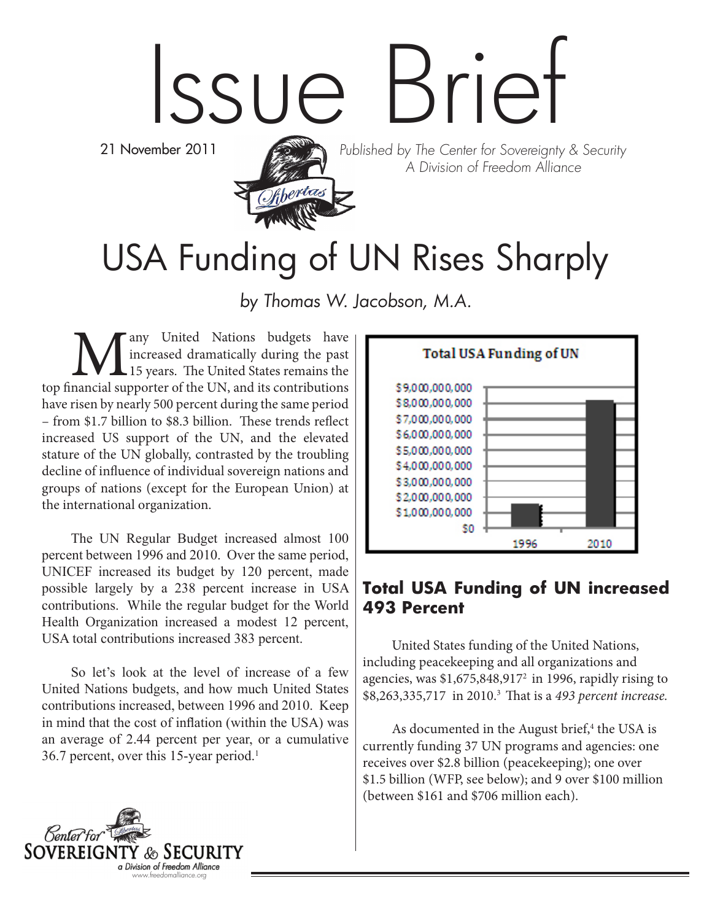# Issue Brief

21 November 2011

*Published by The Center for Sovereignty & Security*
*A Division of Freedom Alliance*

# USA Funding of UN Rises Sharply

*by Thomas W. Jacobson, M.A.*

Many United Nations budgets have increased dramatically during the past 15 years. The United States remains the top financial supporter of the UN, and its contributions have risen by nearly 500 percent during the same period – from \$1.7 billion to \$8.3 billion. These trends reflect increased US support of the UN, and the elevated stature of the UN globally, contrasted by the troubling decline of influence of individual sovereign nations and groups of nations (except for the European Union) at the international organization.

The UN Regular Budget increased almost 100 percent between 1996 and 2010. Over the same period, UNICEF increased its budget by 120 percent, made possible largely by a 238 percent increase in USA contributions. While the regular budget for the World Health Organization increased a modest 12 percent, USA total contributions increased 383 percent.

So let's look at the level of increase of a few United Nations budgets, and how much United States contributions increased, between 1996 and 2010. Keep in mind that the cost of inflation (within the USA) was an average of 2.44 percent per year, or a cumulative 36.7 percent, over this 15-year period.[1]

**Total USA Funding of UN**

| Year | Funding |
|---|---|
| 1996 | ~\$1,700,000,000 |
| 2010 | ~\$8,300,000,000 |

## Total USA Funding of UN increased 493 Percent

United States funding of the United Nations, including peacekeeping and all organizations and agencies, was \$1,675,848,917[2] in 1996, rapidly rising to \$8,263,335,717 in 2010.[3] That is a *493 percent increase.*

As documented in the August brief,[4] the USA is currently funding 37 UN programs and agencies: one receives over \$2.8 billion (peacekeeping); one over \$1.5 billion (WFP, see below); and 9 over \$100 million (between \$161 and \$706 million each).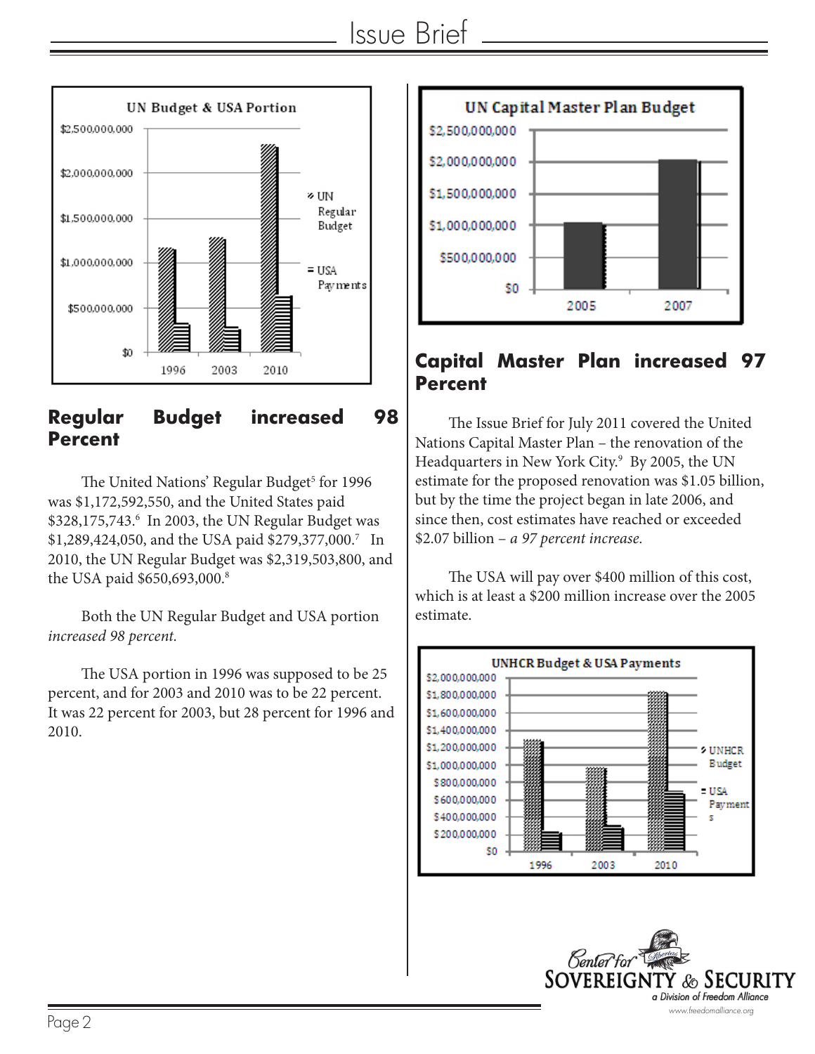UN Budget & USA Portion

$2,500,000,000
$2,000,000,000
$1,500,000,000
$1,000,000,000
$500,000,000
$0

1996
2003
2010

UN Regular Budget
USA Payments

## Regular Budget increased 98 Percent

The United Nations' Regular Budget[5] for 1996 was $1,172,592,550, and the United States paid $328,175,743.[6] In 2003, the UN Regular Budget was $1,289,424,050, and the USA paid $279,377,000.[7] In 2010, the UN Regular Budget was $2,319,503,800, and the USA paid $650,693,000.[8]

Both the UN Regular Budget and USA portion *increased 98 percent.*

The USA portion in 1996 was supposed to be 25 percent, and for 2003 and 2010 was to be 22 percent. It was 22 percent for 2003, but 28 percent for 1996 and 2010.

UN Capital Master Plan Budget

$2,500,000,000
$2,000,000,000
$1,500,000,000
$1,000,000,000
$500,000,000
$0

2005
2007

## Capital Master Plan increased 97 Percent

The Issue Brief for July 2011 covered the United Nations Capital Master Plan – the renovation of the Headquarters in New York City.[9] By 2005, the UN estimate for the proposed renovation was $1.05 billion, but by the time the project began in late 2006, and since then, cost estimates have reached or exceeded $2.07 billion – *a 97 percent increase.*

The USA will pay over $400 million of this cost, which is at least a $200 million increase over the 2005 estimate.

UNHCR Budget & USA Payments

$2,000,000,000
$1,800,000,000
$1,600,000,000
$1,400,000,000
$1,200,000,000
$1,000,000,000
$800,000,000
$600,000,000
$400,000,000
$200,000,000
$0

1996
2003
2010

UNHCR Budget
USA Payments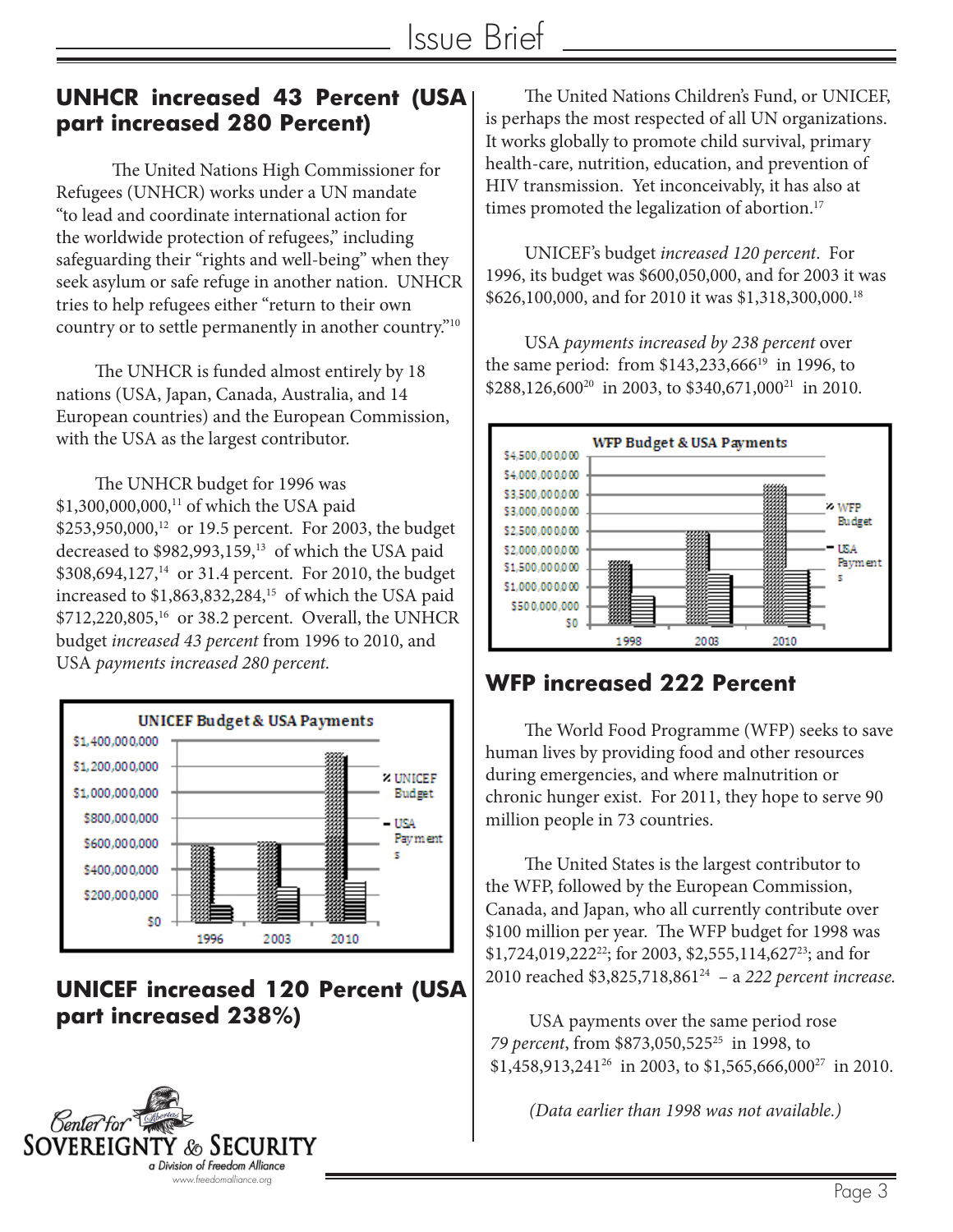## UNHCR increased 43 Percent (USA part increased 280 Percent)

The United Nations High Commissioner for Refugees (UNHCR) works under a UN mandate "to lead and coordinate international action for the worldwide protection of refugees," including safeguarding their "rights and well-being" when they seek asylum or safe refuge in another nation. UNHCR tries to help refugees either "return to their own country or to settle permanently in another country."[10]

The UNHCR is funded almost entirely by 18 nations (USA, Japan, Canada, Australia, and 14 European countries) and the European Commission, with the USA as the largest contributor.

The UNHCR budget for 1996 was $1,300,000,000,[11] of which the USA paid $253,950,000,[12] or 19.5 percent. For 2003, the budget decreased to $982,993,159,[13] of which the USA paid $308,694,127,[14] or 31.4 percent. For 2010, the budget increased to $1,863,832,284,[15] of which the USA paid $712,220,805,[16] or 38.2 percent. Overall, the UNHCR budget *increased 43 percent* from 1996 to 2010, and USA *payments increased 280 percent.*

UNICEF Budget & USA Payments

$1,400,000,000
$1,200,000,000
$1,000,000,000
$800,000,000
$600,000,000
$400,000,000
$200,000,000
$0

1996
2003
2010

UNICEF Budget
USA Payments

## UNICEF increased 120 Percent (USA part increased 238%)

The United Nations Children's Fund, or UNICEF, is perhaps the most respected of all UN organizations. It works globally to promote child survival, primary health-care, nutrition, education, and prevention of HIV transmission. Yet inconceivably, it has also at times promoted the legalization of abortion.[17]

UNICEF's budget *increased 120 percent*. For 1996, its budget was $600,050,000, and for 2003 it was $626,100,000, and for 2010 it was $1,318,300,000.[18]

USA *payments increased by 238 percent* over the same period: from $143,233,666[19] in 1996, to $288,126,600[20] in 2003, to $340,671,000[21] in 2010.

WFP Budget & USA Payments

$4,500,000,000
$4,000,000,000
$3,500,000,000
$3,000,000,000
$2,500,000,000
$2,000,000,000
$1,500,000,000
$1,000,000,000
$500,000,000
$0

1998
2003
2010

WFP Budget
USA Payments

## WFP increased 222 Percent

The World Food Programme (WFP) seeks to save human lives by providing food and other resources during emergencies, and where malnutrition or chronic hunger exist. For 2011, they hope to serve 90 million people in 73 countries.

The United States is the largest contributor to the WFP, followed by the European Commission, Canada, and Japan, who all currently contribute over $100 million per year. The WFP budget for 1998 was $1,724,019,222[22]; for 2003, $2,555,114,627[23]; and for 2010 reached $3,825,718,861[24] – a *222 percent increase.*

USA payments over the same period rose *79 percent*, from $873,050,525[25] in 1998, to $1,458,913,241[26] in 2003, to $1,565,666,000[27] in 2010.

*(Data earlier than 1998 was not available.)*

Center for Sovereignty & Security
a Division of Freedom Alliance
www.freedomalliance.org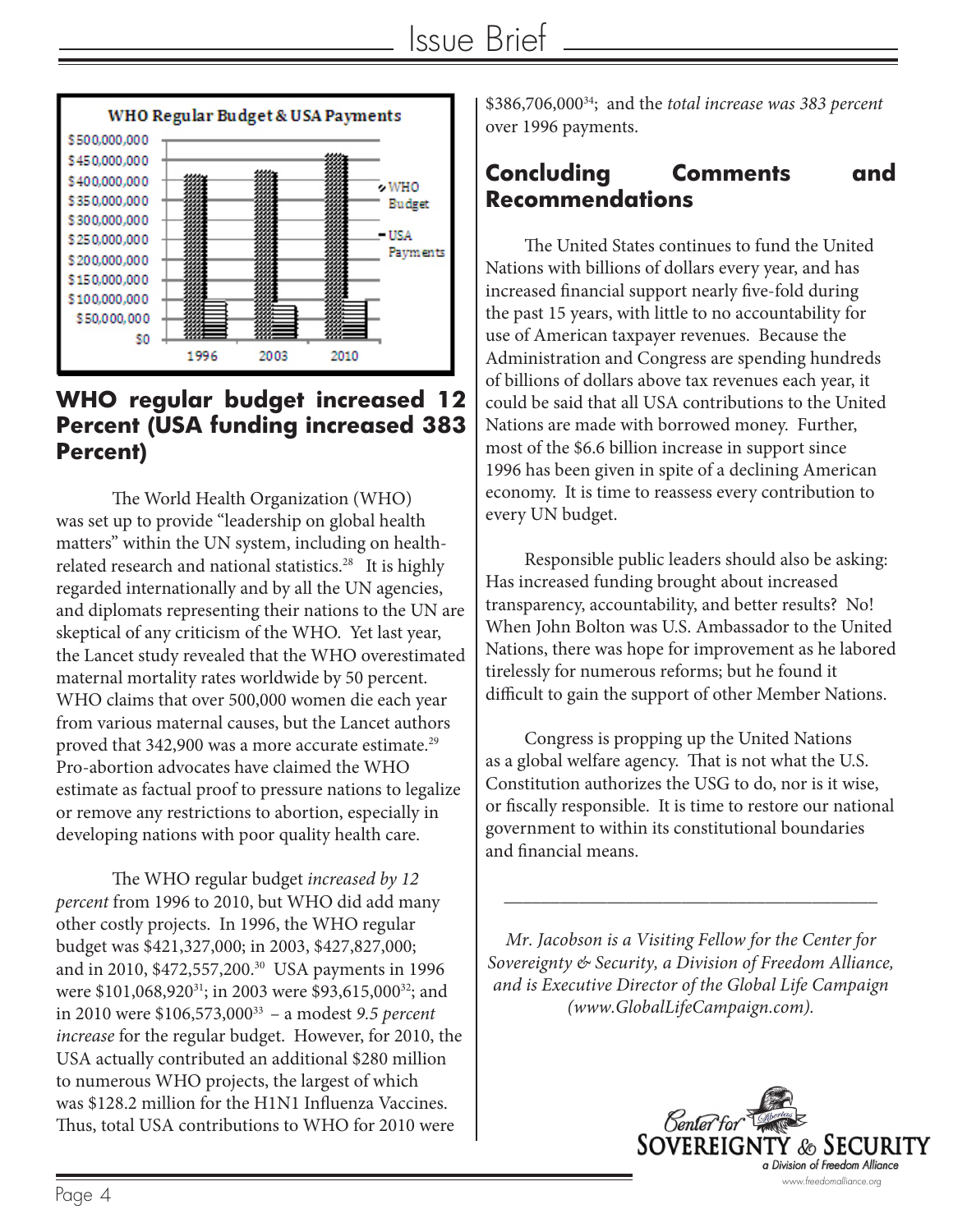WHO Regular Budget & USA Payments

$500,000,000
$450,000,000
$400,000,000
$350,000,000
$300,000,000
$250,000,000
$200,000,000
$150,000,000
$100,000,000
$50,000,000
$0

1996
2003
2010

WHO Budget
USA Payments

## WHO regular budget increased 12 Percent (USA funding increased 383 Percent)

The World Health Organization (WHO) was set up to provide "leadership on global health matters" within the UN system, including on health-related research and national statistics.[28] It is highly regarded internationally and by all the UN agencies, and diplomats representing their nations to the UN are skeptical of any criticism of the WHO. Yet last year, the Lancet study revealed that the WHO overestimated maternal mortality rates worldwide by 50 percent. WHO claims that over 500,000 women die each year from various maternal causes, but the Lancet authors proved that 342,900 was a more accurate estimate.[29] Pro-abortion advocates have claimed the WHO estimate as factual proof to pressure nations to legalize or remove any restrictions to abortion, especially in developing nations with poor quality health care.

The WHO regular budget *increased by 12 percent* from 1996 to 2010, but WHO did add many other costly projects. In 1996, the WHO regular budget was $421,327,000; in 2003, $427,827,000; and in 2010, $472,557,200.[30] USA payments in 1996 were $101,068,920[31]; in 2003 were $93,615,000[32]; and in 2010 were $106,573,000[33] – a modest *9.5 percent increase* for the regular budget. However, for 2010, the USA actually contributed an additional $280 million to numerous WHO projects, the largest of which was $128.2 million for the H1N1 Influenza Vaccines. Thus, total USA contributions to WHO for 2010 were $386,706,000[34]; and the *total increase was 383 percent* over 1996 payments.

## Concluding Comments and Recommendations

The United States continues to fund the United Nations with billions of dollars every year, and has increased financial support nearly five-fold during the past 15 years, with little to no accountability for use of American taxpayer revenues. Because the Administration and Congress are spending hundreds of billions of dollars above tax revenues each year, it could be said that all USA contributions to the United Nations are made with borrowed money. Further, most of the $6.6 billion increase in support since 1996 has been given in spite of a declining American economy. It is time to reassess every contribution to every UN budget.

Responsible public leaders should also be asking: Has increased funding brought about increased transparency, accountability, and better results? No! When John Bolton was U.S. Ambassador to the United Nations, there was hope for improvement as he labored tirelessly for numerous reforms; but he found it difficult to gain the support of other Member Nations.

Congress is propping up the United Nations as a global welfare agency. That is not what the U.S. Constitution authorizes the USG to do, nor is it wise, or fiscally responsible. It is time to restore our national government to within its constitutional boundaries and financial means.

---

*Mr. Jacobson is a Visiting Fellow for the Center for Sovereignty & Security, a Division of Freedom Alliance, and is Executive Director of the Global Life Campaign (www.GlobalLifeCampaign.com).*

Center for Sovereignty & Security
a Division of Freedom Alliance
www.freedomalliance.org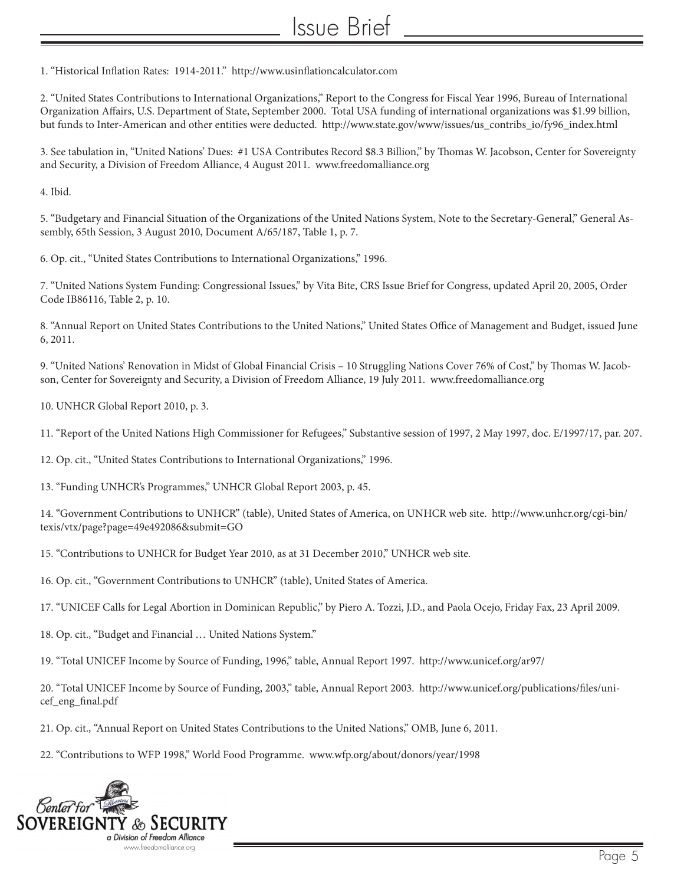1. "Historical Inflation Rates: 1914-2011." http://www.usinflationcalculator.com

2. "United States Contributions to International Organizations," Report to the Congress for Fiscal Year 1996, Bureau of International Organization Affairs, U.S. Department of State, September 2000. Total USA funding of international organizations was $1.99 billion, but funds to Inter-American and other entities were deducted. http://www.state.gov/www/issues/us_contribs_io/fy96_index.html

3. See tabulation in, "United Nations' Dues: #1 USA Contributes Record $8.3 Billion," by Thomas W. Jacobson, Center for Sovereignty and Security, a Division of Freedom Alliance, 4 August 2011. www.freedomalliance.org

4. Ibid.

5. "Budgetary and Financial Situation of the Organizations of the United Nations System, Note to the Secretary-General," General Assembly, 65th Session, 3 August 2010, Document A/65/187, Table 1, p. 7.

6. Op. cit., "United States Contributions to International Organizations," 1996.

7. "United Nations System Funding: Congressional Issues," by Vita Bite, CRS Issue Brief for Congress, updated April 20, 2005, Order Code IB86116, Table 2, p. 10.

8. "Annual Report on United States Contributions to the United Nations," United States Office of Management and Budget, issued June 6, 2011.

9. "United Nations' Renovation in Midst of Global Financial Crisis – 10 Struggling Nations Cover 76% of Cost," by Thomas W. Jacobson, Center for Sovereignty and Security, a Division of Freedom Alliance, 19 July 2011. www.freedomalliance.org

10. UNHCR Global Report 2010, p. 3.

11. "Report of the United Nations High Commissioner for Refugees," Substantive session of 1997, 2 May 1997, doc. E/1997/17, par. 207.

12. Op. cit., "United States Contributions to International Organizations," 1996.

13. "Funding UNHCR's Programmes," UNHCR Global Report 2003, p. 45.

14. "Government Contributions to UNHCR" (table), United States of America, on UNHCR web site. http://www.unhcr.org/cgi-bin/texis/vtx/page?page=49e492086&submit=GO

15. "Contributions to UNHCR for Budget Year 2010, as at 31 December 2010," UNHCR web site.

16. Op. cit., "Government Contributions to UNHCR" (table), United States of America.

17. "UNICEF Calls for Legal Abortion in Dominican Republic," by Piero A. Tozzi, J.D., and Paola Ocejo, Friday Fax, 23 April 2009.

18. Op. cit., "Budget and Financial … United Nations System."

19. "Total UNICEF Income by Source of Funding, 1996," table, Annual Report 1997. http://www.unicef.org/ar97/

20. "Total UNICEF Income by Source of Funding, 2003," table, Annual Report 2003. http://www.unicef.org/publications/files/unicef_eng_final.pdf

21. Op. cit., "Annual Report on United States Contributions to the United Nations," OMB, June 6, 2011.

22. "Contributions to WFP 1998," World Food Programme. www.wfp.org/about/donors/year/1998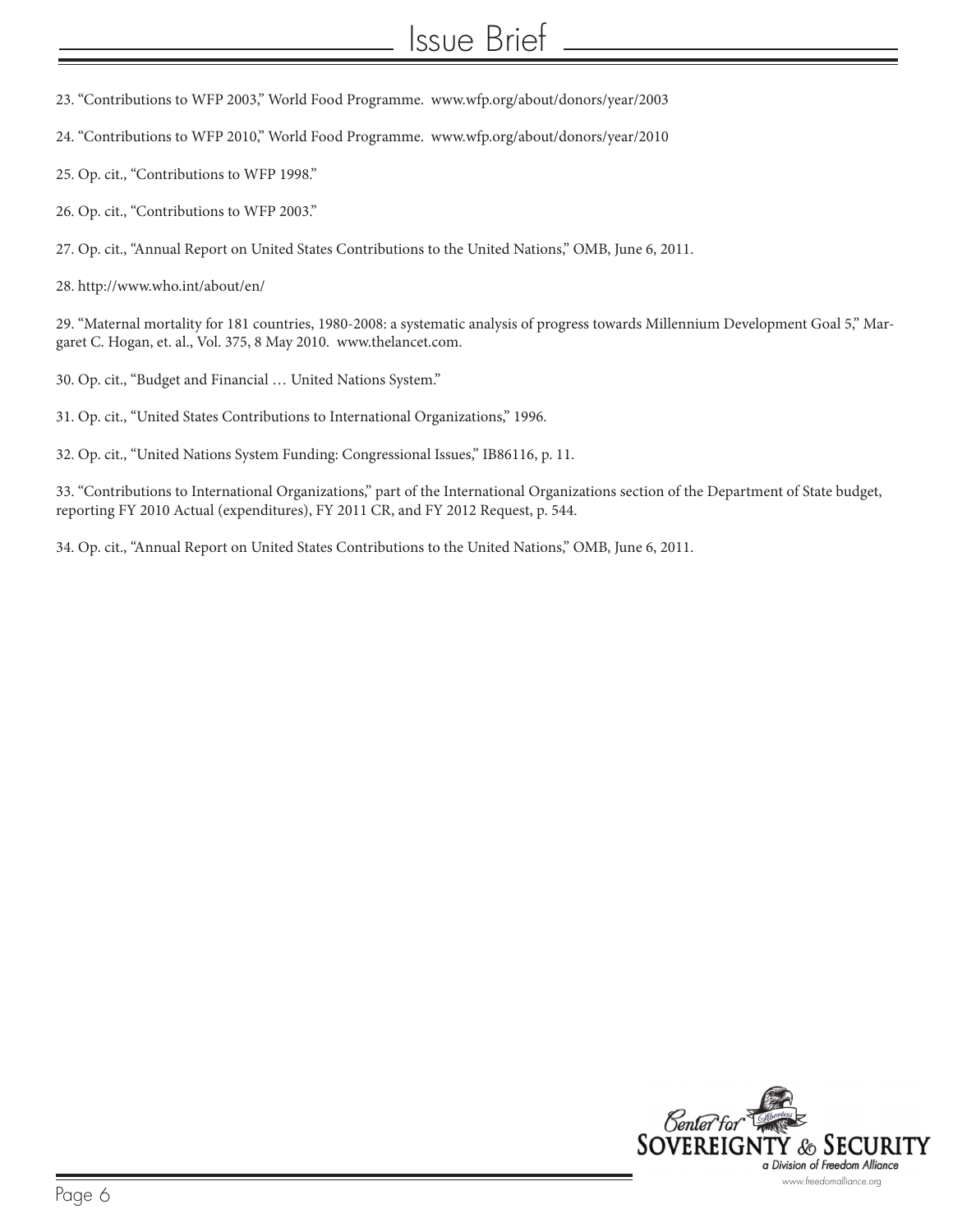23. "Contributions to WFP 2003," World Food Programme. www.wfp.org/about/donors/year/2003

24. "Contributions to WFP 2010," World Food Programme. www.wfp.org/about/donors/year/2010

25. Op. cit., "Contributions to WFP 1998."

26. Op. cit., "Contributions to WFP 2003."

27. Op. cit., "Annual Report on United States Contributions to the United Nations," OMB, June 6, 2011.

28. http://www.who.int/about/en/

29. "Maternal mortality for 181 countries, 1980-2008: a systematic analysis of progress towards Millennium Development Goal 5," Margaret C. Hogan, et. al., Vol. 375, 8 May 2010. www.thelancet.com.

30. Op. cit., "Budget and Financial … United Nations System."

31. Op. cit., "United States Contributions to International Organizations," 1996.

32. Op. cit., "United Nations System Funding: Congressional Issues," IB86116, p. 11.

33. "Contributions to International Organizations," part of the International Organizations section of the Department of State budget, reporting FY 2010 Actual (expenditures), FY 2011 CR, and FY 2012 Request, p. 544.

34. Op. cit., "Annual Report on United States Contributions to the United Nations," OMB, June 6, 2011.

Center for Sovereignty & Security
a Division of Freedom Alliance
www.freedomalliance.org